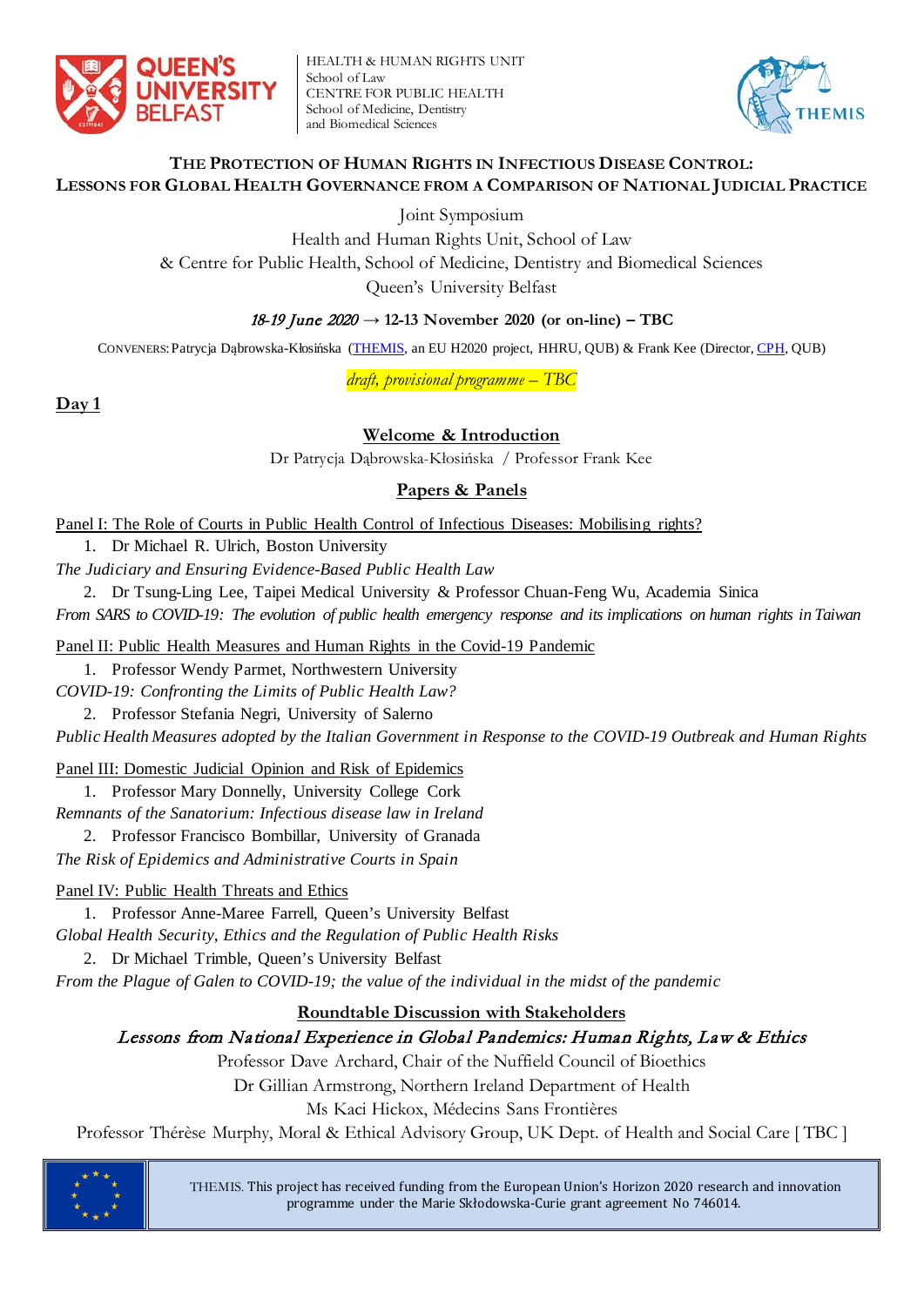HEALTH & HUMAN RIGHTS UNIT
School of Law
CENTRE FOR PUBLIC HEALTH
School of Medicine, Dentistry
and Biomedical Sciences

# The Protection of Human Rights in Infectious Disease Control: Lessons for Global Health Governance from a Comparison of National Judicial Practice

Joint Symposium

Health and Human Rights Unit, School of Law

& Centre for Public Health, School of Medicine, Dentistry and Biomedical Sciences

Queen's University Belfast

*18-19 June 2020* → **12-13 November 2020 (or on-line) – TBC**

CONVENERS: Patrycja Dąbrowska-Kłosińska (THEMIS, an EU H2020 project, HHRU, QUB) & Frank Kee (Director, CPH, QUB)

*draft, provisional programme – TBC*

**Day 1**

## Welcome & Introduction

Dr Patrycja Dąbrowska-Kłosińska / Professor Frank Kee

## Papers & Panels

Panel I: The Role of Courts in Public Health Control of Infectious Diseases: Mobilising rights?

1. Dr Michael R. Ulrich, Boston University

*The Judiciary and Ensuring Evidence-Based Public Health Law*

2. Dr Tsung-Ling Lee, Taipei Medical University & Professor Chuan-Feng Wu, Academia Sinica

*From SARS to COVID-19: The evolution of public health emergency response and its implications on human rights in Taiwan*

Panel II: Public Health Measures and Human Rights in the Covid-19 Pandemic

1. Professor Wendy Parmet, Northwestern University

*COVID-19: Confronting the Limits of Public Health Law?*

2. Professor Stefania Negri, University of Salerno

*Public Health Measures adopted by the Italian Government in Response to the COVID-19 Outbreak and Human Rights*

Panel III: Domestic Judicial Opinion and Risk of Epidemics

1. Professor Mary Donnelly, University College Cork

*Remnants of the Sanatorium: Infectious disease law in Ireland*

2. Professor Francisco Bombillar, University of Granada

*The Risk of Epidemics and Administrative Courts in Spain*

Panel IV: Public Health Threats and Ethics

1. Professor Anne-Maree Farrell, Queen's University Belfast

*Global Health Security, Ethics and the Regulation of Public Health Risks*

2. Dr Michael Trimble, Queen's University Belfast

*From the Plague of Galen to COVID-19; the value of the individual in the midst of the pandemic*

## Roundtable Discussion with Stakeholders

***Lessons from National Experience in Global Pandemics: Human Rights, Law & Ethics***

Professor Dave Archard, Chair of the Nuffield Council of Bioethics

Dr Gillian Armstrong, Northern Ireland Department of Health

Ms Kaci Hickox, Médecins Sans Frontières

Professor Thérèse Murphy, Moral & Ethical Advisory Group, UK Dept. of Health and Social Care [ TBC ]

THEMIS. This project has received funding from the European Union's Horizon 2020 research and innovation programme under the Marie Skłodowska-Curie grant agreement No 746014.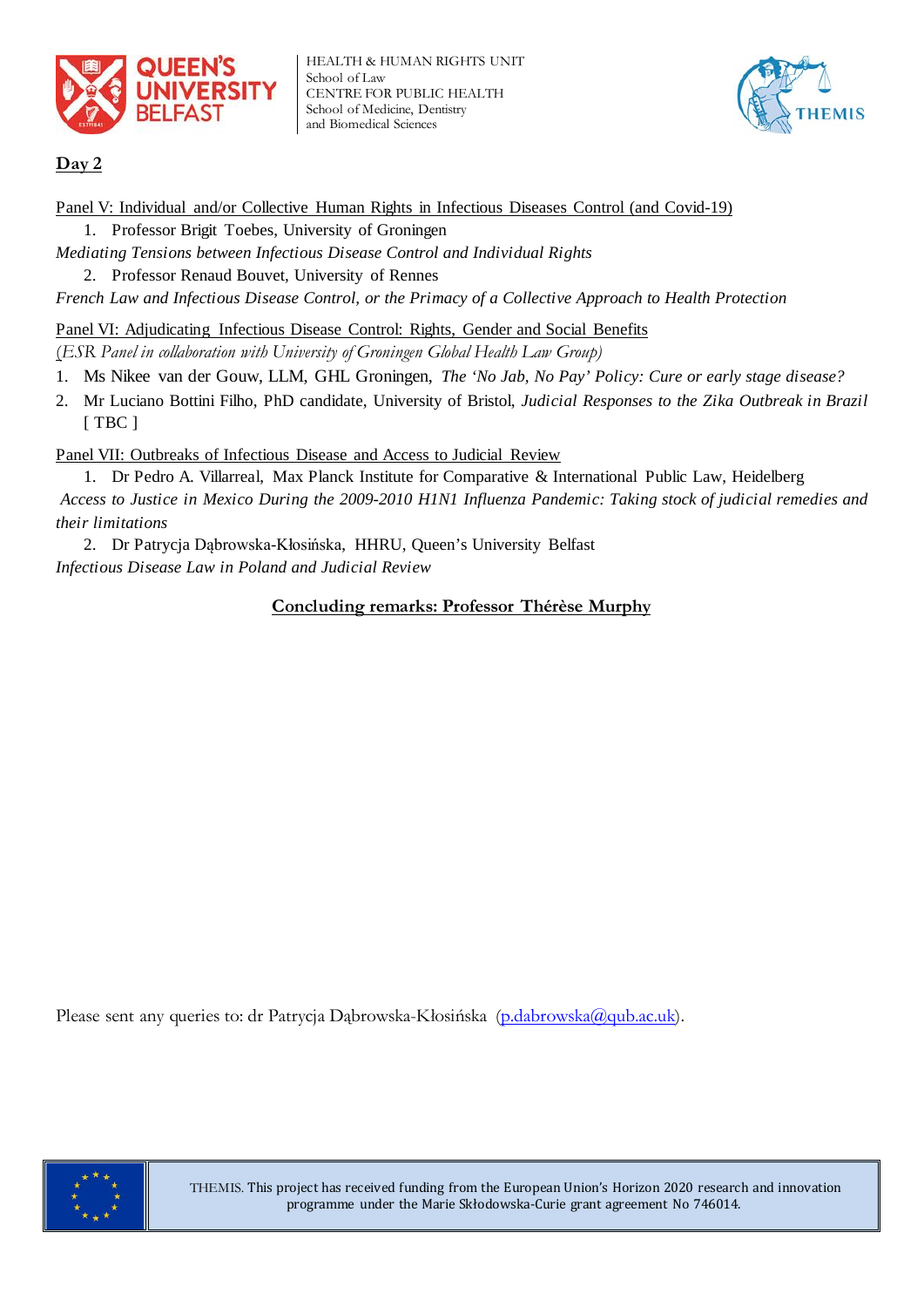HEALTH & HUMAN RIGHTS UNIT
School of Law
CENTRE FOR PUBLIC HEALTH
School of Medicine, Dentistry
and Biomedical Sciences

## Day 2

Panel V: Individual and/or Collective Human Rights in Infectious Diseases Control (and Covid-19)

1. Professor Brigit Toebes, University of Groningen

*Mediating Tensions between Infectious Disease Control and Individual Rights*

2. Professor Renaud Bouvet, University of Rennes

*French Law and Infectious Disease Control, or the Primacy of a Collective Approach to Health Protection*

Panel VI: Adjudicating Infectious Disease Control: Rights, Gender and Social Benefits

*(ESR Panel in collaboration with University of Groningen Global Health Law Group)*

1. Ms Nikee van der Gouw, LLM, GHL Groningen, *The 'No Jab, No Pay' Policy: Cure or early stage disease?*
2. Mr Luciano Bottini Filho, PhD candidate, University of Bristol, *Judicial Responses to the Zika Outbreak in Brazil* [ TBC ]

Panel VII: Outbreaks of Infectious Disease and Access to Judicial Review

1. Dr Pedro A. Villarreal, Max Planck Institute for Comparative & International Public Law, Heidelberg

*Access to Justice in Mexico During the 2009-2010 H1N1 Influenza Pandemic: Taking stock of judicial remedies and their limitations*

2. Dr Patrycja Dąbrowska-Kłosińska, HHRU, Queen's University Belfast

*Infectious Disease Law in Poland and Judicial Review*

**Concluding remarks: Professor Thérèse Murphy**

Please sent any queries to: dr Patrycja Dąbrowska-Kłosińska (p.dabrowska@qub.ac.uk).

THEMIS. This project has received funding from the European Union's Horizon 2020 research and innovation programme under the Marie Skłodowska-Curie grant agreement No 746014.